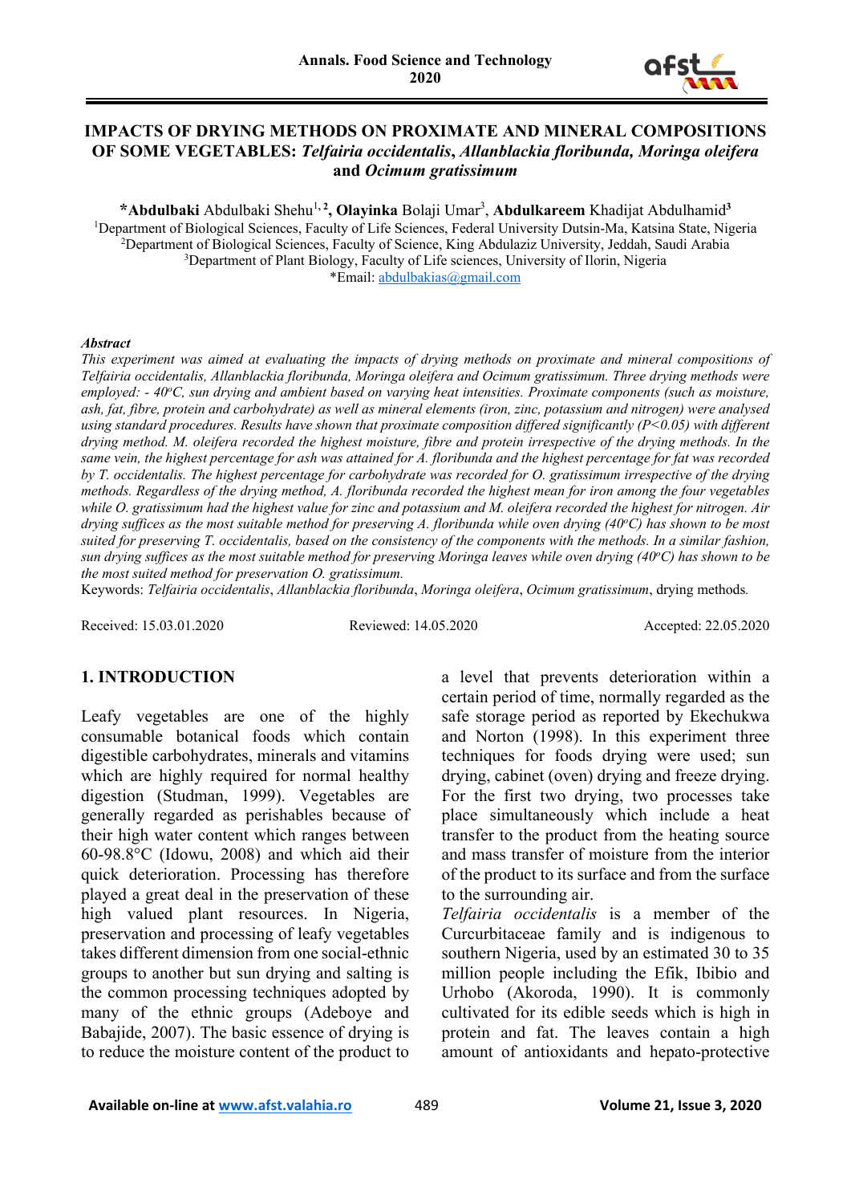# IMPACTS OF DRYING METHODS ON PROXIMATE AND MINERAL COMPOSITIONS OF SOME VEGETABLES: *Telfairia occidentalis*, *Allanblackia floribunda, Moringa oleifera* and *Ocimum gratissimum*

**\*Abdulbaki** Abdulbaki Shehu[1, 2], **Olayinka** Bolaji Umar[3], **Abdulkareem** Khadijat Abdulhamid[3]

[1]Department of Biological Sciences, Faculty of Life Sciences, Federal University Dutsin-Ma, Katsina State, Nigeria
[2]Department of Biological Sciences, Faculty of Science, King Abdulaziz University, Jeddah, Saudi Arabia
[3]Department of Plant Biology, Faculty of Life sciences, University of Ilorin, Nigeria
\*Email: abdulbakias@gmail.com

***Abstract***

*This experiment was aimed at evaluating the impacts of drying methods on proximate and mineral compositions of Telfairia occidentalis, Allanblackia floribunda, Moringa oleifera and Ocimum gratissimum. Three drying methods were employed: - 40°C, sun drying and ambient based on varying heat intensities. Proximate components (such as moisture, ash, fat, fibre, protein and carbohydrate) as well as mineral elements (iron, zinc, potassium and nitrogen) were analysed using standard procedures. Results have shown that proximate composition differed significantly (P<0.05) with different drying method. M. oleifera recorded the highest moisture, fibre and protein irrespective of the drying methods. In the same vein, the highest percentage for ash was attained for A. floribunda and the highest percentage for fat was recorded by T. occidentalis. The highest percentage for carbohydrate was recorded for O. gratissimum irrespective of the drying methods. Regardless of the drying method, A. floribunda recorded the highest mean for iron among the four vegetables while O. gratissimum had the highest value for zinc and potassium and M. oleifera recorded the highest for nitrogen. Air drying suffices as the most suitable method for preserving A. floribunda while oven drying (40°C) has shown to be most suited for preserving T. occidentalis, based on the consistency of the components with the methods. In a similar fashion, sun drying suffices as the most suitable method for preserving Moringa leaves while oven drying (40°C) has shown to be the most suited method for preservation O. gratissimum.*

Keywords: *Telfairia occidentalis*, *Allanblackia floribunda*, *Moringa oleifera*, *Ocimum gratissimum*, drying methods*.*

Received: 15.03.01.2020 Reviewed: 14.05.2020 Accepted: 22.05.2020

## 1. INTRODUCTION

Leafy vegetables are one of the highly consumable botanical foods which contain digestible carbohydrates, minerals and vitamins which are highly required for normal healthy digestion (Studman, 1999). Vegetables are generally regarded as perishables because of their high water content which ranges between 60-98.8°C (Idowu, 2008) and which aid their quick deterioration. Processing has therefore played a great deal in the preservation of these high valued plant resources. In Nigeria, preservation and processing of leafy vegetables takes different dimension from one social-ethnic groups to another but sun drying and salting is the common processing techniques adopted by many of the ethnic groups (Adeboye and Babajide, 2007). The basic essence of drying is to reduce the moisture content of the product to a level that prevents deterioration within a certain period of time, normally regarded as the safe storage period as reported by Ekechukwa and Norton (1998). In this experiment three techniques for foods drying were used; sun drying, cabinet (oven) drying and freeze drying. For the first two drying, two processes take place simultaneously which include a heat transfer to the product from the heating source and mass transfer of moisture from the interior of the product to its surface and from the surface to the surrounding air.

*Telfairia occidentalis* is a member of the Curcurbitaceae family and is indigenous to southern Nigeria, used by an estimated 30 to 35 million people including the Efik, Ibibio and Urhobo (Akoroda, 1990). It is commonly cultivated for its edible seeds which is high in protein and fat. The leaves contain a high amount of antioxidants and hepato-protective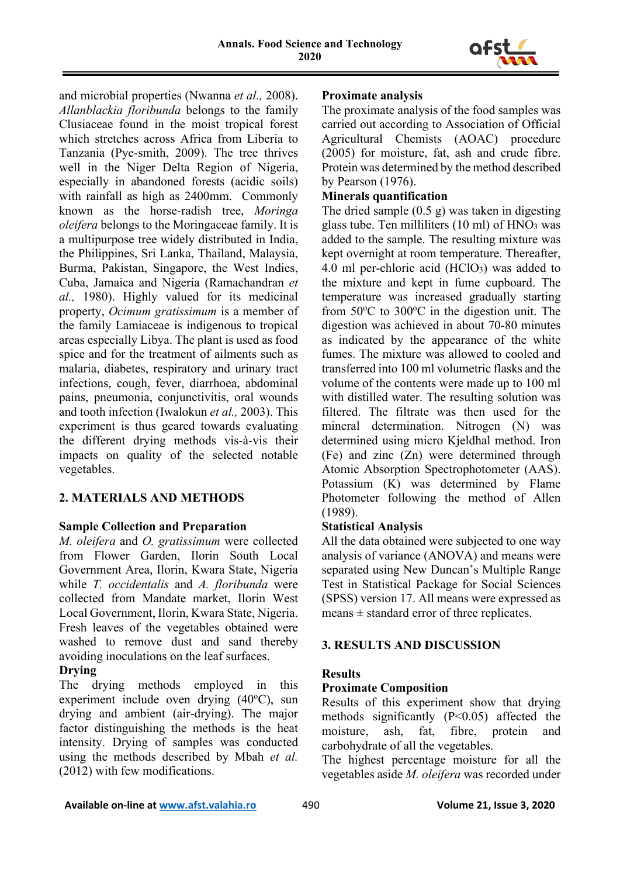and microbial properties (Nwanna *et al.,* 2008). *Allanblackia floribunda* belongs to the family Clusiaceae found in the moist tropical forest which stretches across Africa from Liberia to Tanzania (Pye-smith, 2009). The tree thrives well in the Niger Delta Region of Nigeria, especially in abandoned forests (acidic soils) with rainfall as high as 2400mm. Commonly known as the horse-radish tree, *Moringa oleifera* belongs to the Moringaceae family. It is a multipurpose tree widely distributed in India, the Philippines, Sri Lanka, Thailand, Malaysia, Burma, Pakistan, Singapore, the West Indies, Cuba, Jamaica and Nigeria (Ramachandran *et al.,* 1980). Highly valued for its medicinal property, *Ocimum gratissimum* is a member of the family Lamiaceae is indigenous to tropical areas especially Libya. The plant is used as food spice and for the treatment of ailments such as malaria, diabetes, respiratory and urinary tract infections, cough, fever, diarrhoea, abdominal pains, pneumonia, conjunctivitis, oral wounds and tooth infection (Iwalokun *et al.,* 2003). This experiment is thus geared towards evaluating the different drying methods vis-à-vis their impacts on quality of the selected notable vegetables.

## 2. MATERIALS AND METHODS

### Sample Collection and Preparation

*M. oleifera* and *O. gratissimum* were collected from Flower Garden, Ilorin South Local Government Area, Ilorin, Kwara State, Nigeria while *T. occidentalis* and *A. floribunda* were collected from Mandate market, Ilorin West Local Government, Ilorin, Kwara State, Nigeria. Fresh leaves of the vegetables obtained were washed to remove dust and sand thereby avoiding inoculations on the leaf surfaces.

### Drying

The drying methods employed in this experiment include oven drying (40ºC), sun drying and ambient (air-drying). The major factor distinguishing the methods is the heat intensity. Drying of samples was conducted using the methods described by Mbah *et al.* (2012) with few modifications.

### Proximate analysis

The proximate analysis of the food samples was carried out according to Association of Official Agricultural Chemists (AOAC) procedure (2005) for moisture, fat, ash and crude fibre. Protein was determined by the method described by Pearson (1976).

### Minerals quantification

The dried sample (0.5 g) was taken in digesting glass tube. Ten milliliters (10 ml) of $HNO_3$ was added to the sample. The resulting mixture was kept overnight at room temperature. Thereafter, 4.0 ml per-chloric acid ($HClO_3$) was added to the mixture and kept in fume cupboard. The temperature was increased gradually starting from 50ºC to 300ºC in the digestion unit. The digestion was achieved in about 70-80 minutes as indicated by the appearance of the white fumes. The mixture was allowed to cooled and transferred into 100 ml volumetric flasks and the volume of the contents were made up to 100 ml with distilled water. The resulting solution was filtered. The filtrate was then used for the mineral determination. Nitrogen (N) was determined using micro Kjeldhal method. Iron (Fe) and zinc (Zn) were determined through Atomic Absorption Spectrophotometer (AAS). Potassium (K) was determined by Flame Photometer following the method of Allen (1989).

### Statistical Analysis

All the data obtained were subjected to one way analysis of variance (ANOVA) and means were separated using New Duncan's Multiple Range Test in Statistical Package for Social Sciences (SPSS) version 17. All means were expressed as means ± standard error of three replicates.

## 3. RESULTS AND DISCUSSION

### Results

### Proximate Composition

Results of this experiment show that drying methods significantly ($P<0.05$) affected the moisture, ash, fat, fibre, protein and carbohydrate of all the vegetables.

The highest percentage moisture for all the vegetables aside *M. oleifera* was recorded under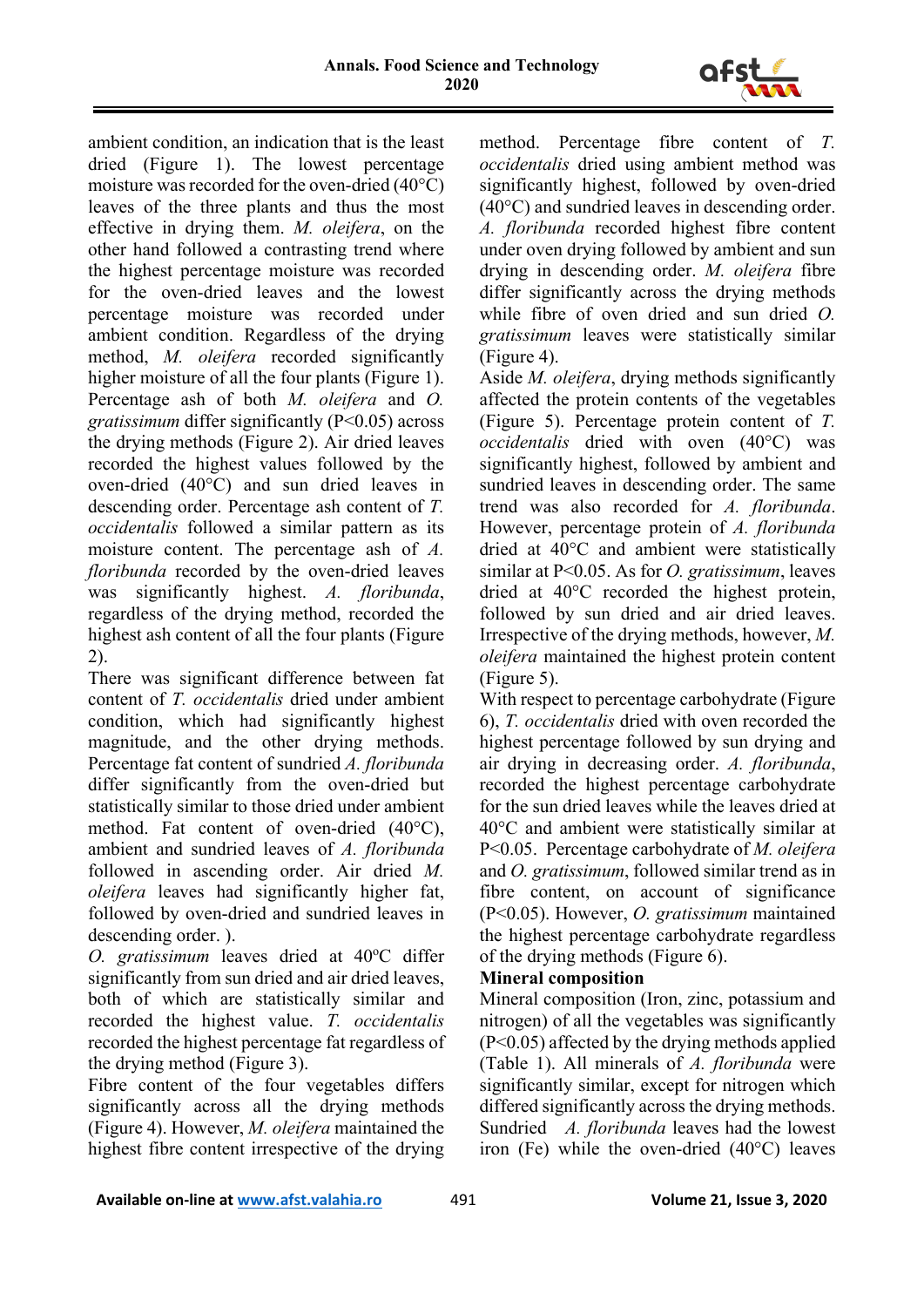ambient condition, an indication that is the least dried (Figure 1). The lowest percentage moisture was recorded for the oven-dried (40°C) leaves of the three plants and thus the most effective in drying them. *M. oleifera*, on the other hand followed a contrasting trend where the highest percentage moisture was recorded for the oven-dried leaves and the lowest percentage moisture was recorded under ambient condition. Regardless of the drying method, *M. oleifera* recorded significantly higher moisture of all the four plants (Figure 1). Percentage ash of both *M. oleifera* and *O. gratissimum* differ significantly ($P<0.05$) across the drying methods (Figure 2). Air dried leaves recorded the highest values followed by the oven-dried (40°C) and sun dried leaves in descending order. Percentage ash content of *T. occidentalis* followed a similar pattern as its moisture content. The percentage ash of *A. floribunda* recorded by the oven-dried leaves was significantly highest. *A. floribunda*, regardless of the drying method, recorded the highest ash content of all the four plants (Figure 2).

There was significant difference between fat content of *T. occidentalis* dried under ambient condition, which had significantly highest magnitude, and the other drying methods. Percentage fat content of sundried *A. floribunda* differ significantly from the oven-dried but statistically similar to those dried under ambient method. Fat content of oven-dried (40°C), ambient and sundried leaves of *A. floribunda* followed in ascending order. Air dried *M. oleifera* leaves had significantly higher fat, followed by oven-dried and sundried leaves in descending order. ).

*O. gratissimum* leaves dried at 40°C differ significantly from sun dried and air dried leaves, both of which are statistically similar and recorded the highest value. *T. occidentalis* recorded the highest percentage fat regardless of the drying method (Figure 3).

Fibre content of the four vegetables differs significantly across all the drying methods (Figure 4). However, *M. oleifera* maintained the highest fibre content irrespective of the drying method. Percentage fibre content of *T. occidentalis* dried using ambient method was significantly highest, followed by oven-dried (40°C) and sundried leaves in descending order. *A. floribunda* recorded highest fibre content under oven drying followed by ambient and sun drying in descending order. *M. oleifera* fibre differ significantly across the drying methods while fibre of oven dried and sun dried *O. gratissimum* leaves were statistically similar (Figure 4).

Aside *M. oleifera*, drying methods significantly affected the protein contents of the vegetables (Figure 5). Percentage protein content of *T. occidentalis* dried with oven (40°C) was significantly highest, followed by ambient and sundried leaves in descending order. The same trend was also recorded for *A. floribunda*. However, percentage protein of *A. floribunda* dried at 40°C and ambient were statistically similar at $P<0.05$. As for *O. gratissimum*, leaves dried at 40°C recorded the highest protein, followed by sun dried and air dried leaves. Irrespective of the drying methods, however, *M. oleifera* maintained the highest protein content (Figure 5).

With respect to percentage carbohydrate (Figure 6), *T. occidentalis* dried with oven recorded the highest percentage followed by sun drying and air drying in decreasing order. *A. floribunda*, recorded the highest percentage carbohydrate for the sun dried leaves while the leaves dried at 40°C and ambient were statistically similar at $P<0.05$. Percentage carbohydrate of *M. oleifera* and *O. gratissimum*, followed similar trend as in fibre content, on account of significance ($P<0.05$). However, *O. gratissimum* maintained the highest percentage carbohydrate regardless of the drying methods (Figure 6).

**Mineral composition**

Mineral composition (Iron, zinc, potassium and nitrogen) of all the vegetables was significantly ($P<0.05$) affected by the drying methods applied (Table 1). All minerals of *A. floribunda* were significantly similar, except for nitrogen which differed significantly across the drying methods. Sundried *A. floribunda* leaves had the lowest iron (Fe) while the oven-dried (40°C) leaves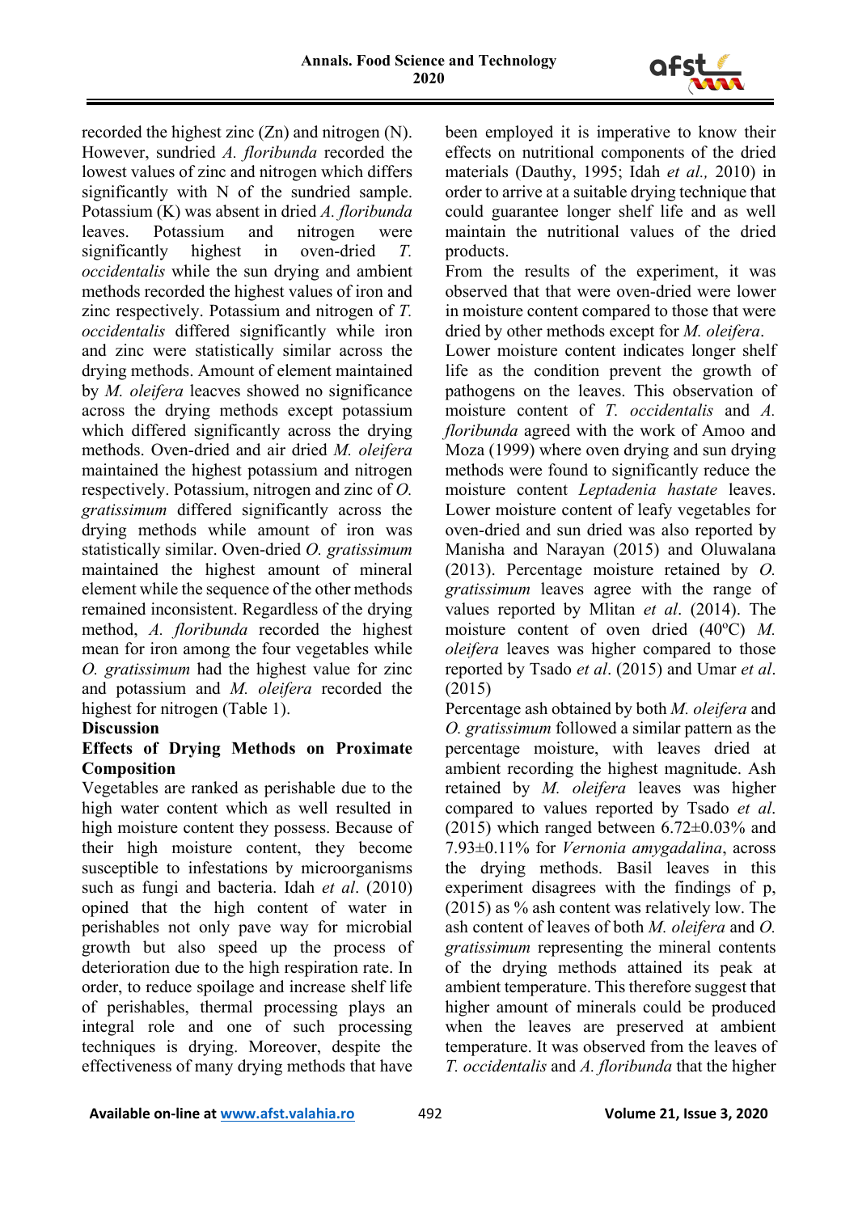recorded the highest zinc (Zn) and nitrogen (N). However, sundried *A. floribunda* recorded the lowest values of zinc and nitrogen which differs significantly with N of the sundried sample. Potassium (K) was absent in dried *A. floribunda* leaves. Potassium and nitrogen were significantly highest in oven-dried *T. occidentalis* while the sun drying and ambient methods recorded the highest values of iron and zinc respectively. Potassium and nitrogen of *T. occidentalis* differed significantly while iron and zinc were statistically similar across the drying methods. Amount of element maintained by *M. oleifera* leacves showed no significance across the drying methods except potassium which differed significantly across the drying methods. Oven-dried and air dried *M. oleifera* maintained the highest potassium and nitrogen respectively. Potassium, nitrogen and zinc of *O. gratissimum* differed significantly across the drying methods while amount of iron was statistically similar. Oven-dried *O. gratissimum* maintained the highest amount of mineral element while the sequence of the other methods remained inconsistent. Regardless of the drying method, *A. floribunda* recorded the highest mean for iron among the four vegetables while *O. gratissimum* had the highest value for zinc and potassium and *M. oleifera* recorded the highest for nitrogen (Table 1).

## Discussion

### Effects of Drying Methods on Proximate Composition

Vegetables are ranked as perishable due to the high water content which as well resulted in high moisture content they possess. Because of their high moisture content, they become susceptible to infestations by microorganisms such as fungi and bacteria. Idah *et al*. (2010) opined that the high content of water in perishables not only pave way for microbial growth but also speed up the process of deterioration due to the high respiration rate. In order, to reduce spoilage and increase shelf life of perishables, thermal processing plays an integral role and one of such processing techniques is drying. Moreover, despite the effectiveness of many drying methods that have been employed it is imperative to know their effects on nutritional components of the dried materials (Dauthy, 1995; Idah *et al.,* 2010) in order to arrive at a suitable drying technique that could guarantee longer shelf life and as well maintain the nutritional values of the dried products.

From the results of the experiment, it was observed that that were oven-dried were lower in moisture content compared to those that were dried by other methods except for *M. oleifera*. Lower moisture content indicates longer shelf life as the condition prevent the growth of pathogens on the leaves. This observation of moisture content of *T. occidentalis* and *A. floribunda* agreed with the work of Amoo and Moza (1999) where oven drying and sun drying methods were found to significantly reduce the moisture content *Leptadenia hastate* leaves. Lower moisture content of leafy vegetables for oven-dried and sun dried was also reported by Manisha and Narayan (2015) and Oluwalana (2013). Percentage moisture retained by *O. gratissimum* leaves agree with the range of values reported by Mlitan *et al*. (2014). The moisture content of oven dried (40$^{o}$C) *M. oleifera* leaves was higher compared to those reported by Tsado *et al*. (2015) and Umar *et al*. (2015)

Percentage ash obtained by both *M. oleifera* and *O. gratissimum* followed a similar pattern as the percentage moisture, with leaves dried at ambient recording the highest magnitude. Ash retained by *M. oleifera* leaves was higher compared to values reported by Tsado *et al*. (2015) which ranged between 6.72±0.03% and 7.93±0.11% for *Vernonia amygdalina*, across the drying methods. Basil leaves in this experiment disagrees with the findings of p, (2015) as % ash content was relatively low. The ash content of leaves of both *M. oleifera* and *O. gratissimum* representing the mineral contents of the drying methods attained its peak at ambient temperature. This therefore suggest that higher amount of minerals could be produced when the leaves are preserved at ambient temperature. It was observed from the leaves of *T. occidentalis* and *A. floribunda* that the higher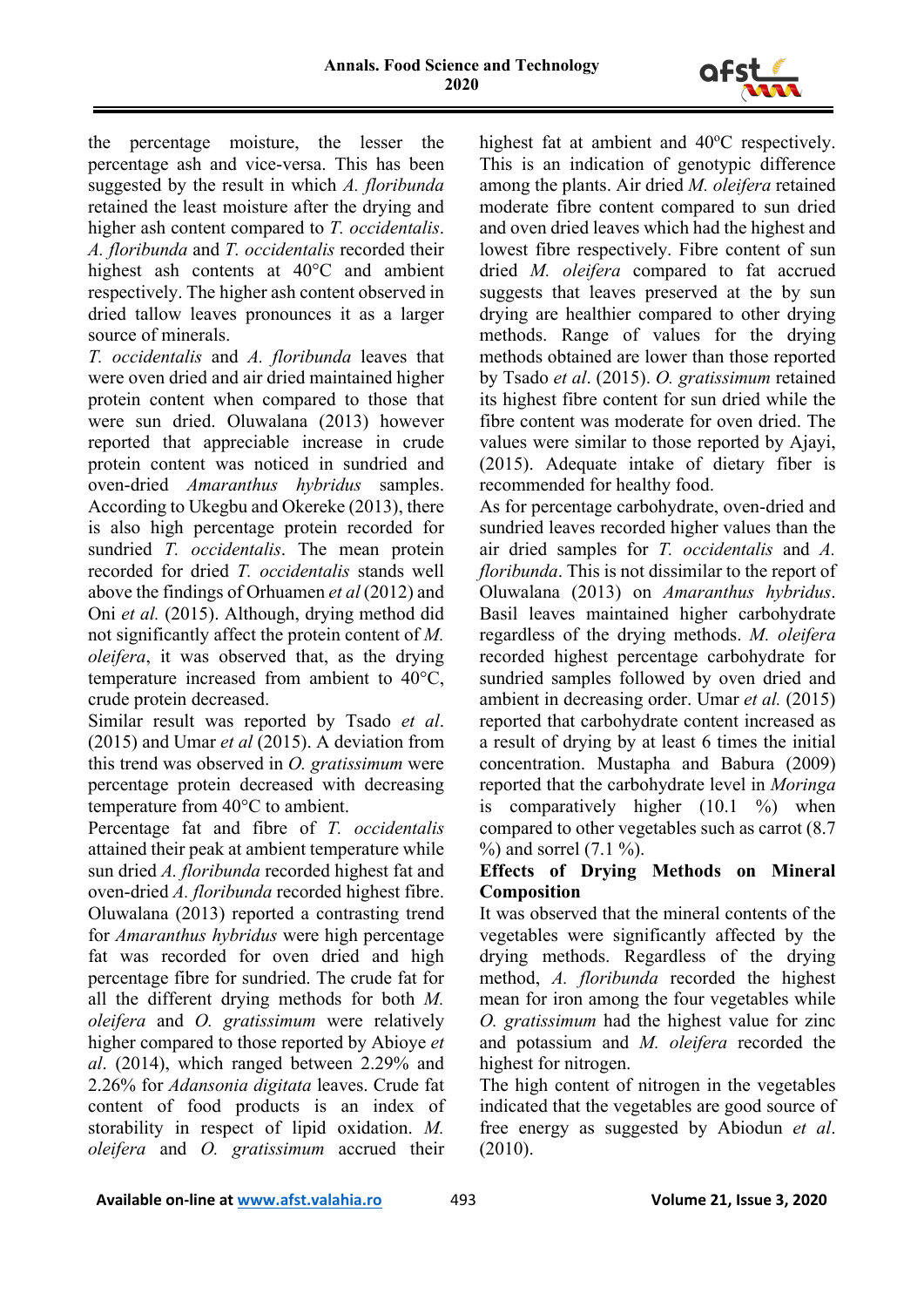the percentage moisture, the lesser the percentage ash and vice-versa. This has been suggested by the result in which *A. floribunda* retained the least moisture after the drying and higher ash content compared to *T. occidentalis*. *A. floribunda* and *T. occidentalis* recorded their highest ash contents at 40°C and ambient respectively. The higher ash content observed in dried tallow leaves pronounces it as a larger source of minerals.

*T. occidentalis* and *A. floribunda* leaves that were oven dried and air dried maintained higher protein content when compared to those that were sun dried. Oluwalana (2013) however reported that appreciable increase in crude protein content was noticed in sundried and oven-dried *Amaranthus hybridus* samples. According to Ukegbu and Okereke (2013), there is also high percentage protein recorded for sundried *T. occidentalis*. The mean protein recorded for dried *T. occidentalis* stands well above the findings of Orhuamen *et al* (2012) and Oni *et al.* (2015). Although, drying method did not significantly affect the protein content of *M. oleifera*, it was observed that, as the drying temperature increased from ambient to 40°C, crude protein decreased.

Similar result was reported by Tsado *et al*. (2015) and Umar *et al* (2015). A deviation from this trend was observed in *O. gratissimum* were percentage protein decreased with decreasing temperature from 40°C to ambient.

Percentage fat and fibre of *T. occidentalis* attained their peak at ambient temperature while sun dried *A. floribunda* recorded highest fat and oven-dried *A. floribunda* recorded highest fibre. Oluwalana (2013) reported a contrasting trend for *Amaranthus hybridus* were high percentage fat was recorded for oven dried and high percentage fibre for sundried. The crude fat for all the different drying methods for both *M. oleifera* and *O. gratissimum* were relatively higher compared to those reported by Abioye *et al*. (2014), which ranged between 2.29% and 2.26% for *Adansonia digitata* leaves. Crude fat content of food products is an index of storability in respect of lipid oxidation. *M. oleifera* and *O. gratissimum* accrued their highest fat at ambient and 40°C respectively. This is an indication of genotypic difference among the plants. Air dried *M. oleifera* retained moderate fibre content compared to sun dried and oven dried leaves which had the highest and lowest fibre respectively. Fibre content of sun dried *M. oleifera* compared to fat accrued suggests that leaves preserved at the by sun drying are healthier compared to other drying methods. Range of values for the drying methods obtained are lower than those reported by Tsado *et al*. (2015). *O. gratissimum* retained its highest fibre content for sun dried while the fibre content was moderate for oven dried. The values were similar to those reported by Ajayi, (2015). Adequate intake of dietary fiber is recommended for healthy food.

As for percentage carbohydrate, oven-dried and sundried leaves recorded higher values than the air dried samples for *T. occidentalis* and *A. floribunda*. This is not dissimilar to the report of Oluwalana (2013) on *Amaranthus hybridus*. Basil leaves maintained higher carbohydrate regardless of the drying methods. *M. oleifera* recorded highest percentage carbohydrate for sundried samples followed by oven dried and ambient in decreasing order. Umar *et al.* (2015) reported that carbohydrate content increased as a result of drying by at least 6 times the initial concentration. Mustapha and Babura (2009) reported that the carbohydrate level in *Moringa* is comparatively higher (10.1 %) when compared to other vegetables such as carrot (8.7 %) and sorrel (7.1 %).

**Effects of Drying Methods on Mineral Composition**

It was observed that the mineral contents of the vegetables were significantly affected by the drying methods. Regardless of the drying method, *A. floribunda* recorded the highest mean for iron among the four vegetables while *O. gratissimum* had the highest value for zinc and potassium and *M. oleifera* recorded the highest for nitrogen.

The high content of nitrogen in the vegetables indicated that the vegetables are good source of free energy as suggested by Abiodun *et al*. (2010).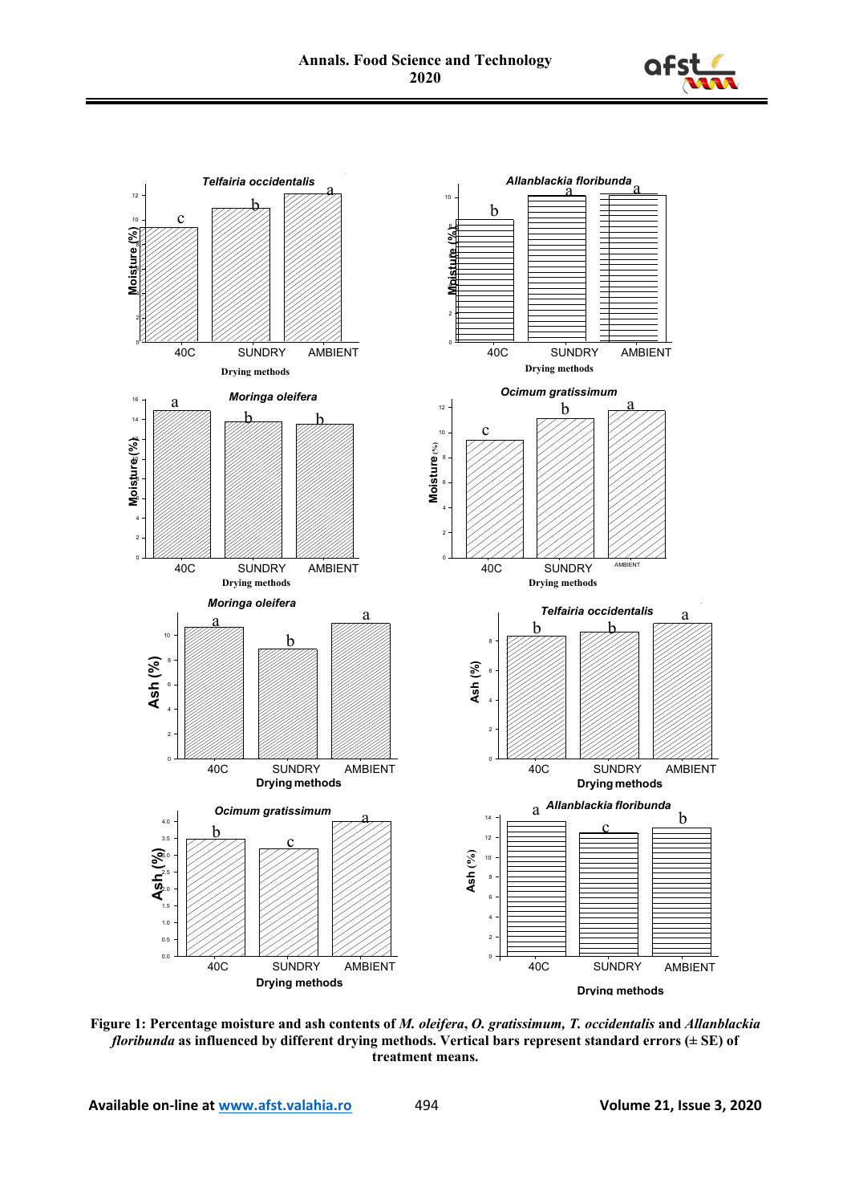**Figure 1: Percentage moisture and ash contents of *M. oleifera*, *O. gratissimum, T. occidentalis* and *Allanblackia floribunda* as influenced by different drying methods. Vertical bars represent standard errors (± SE) of treatment means.**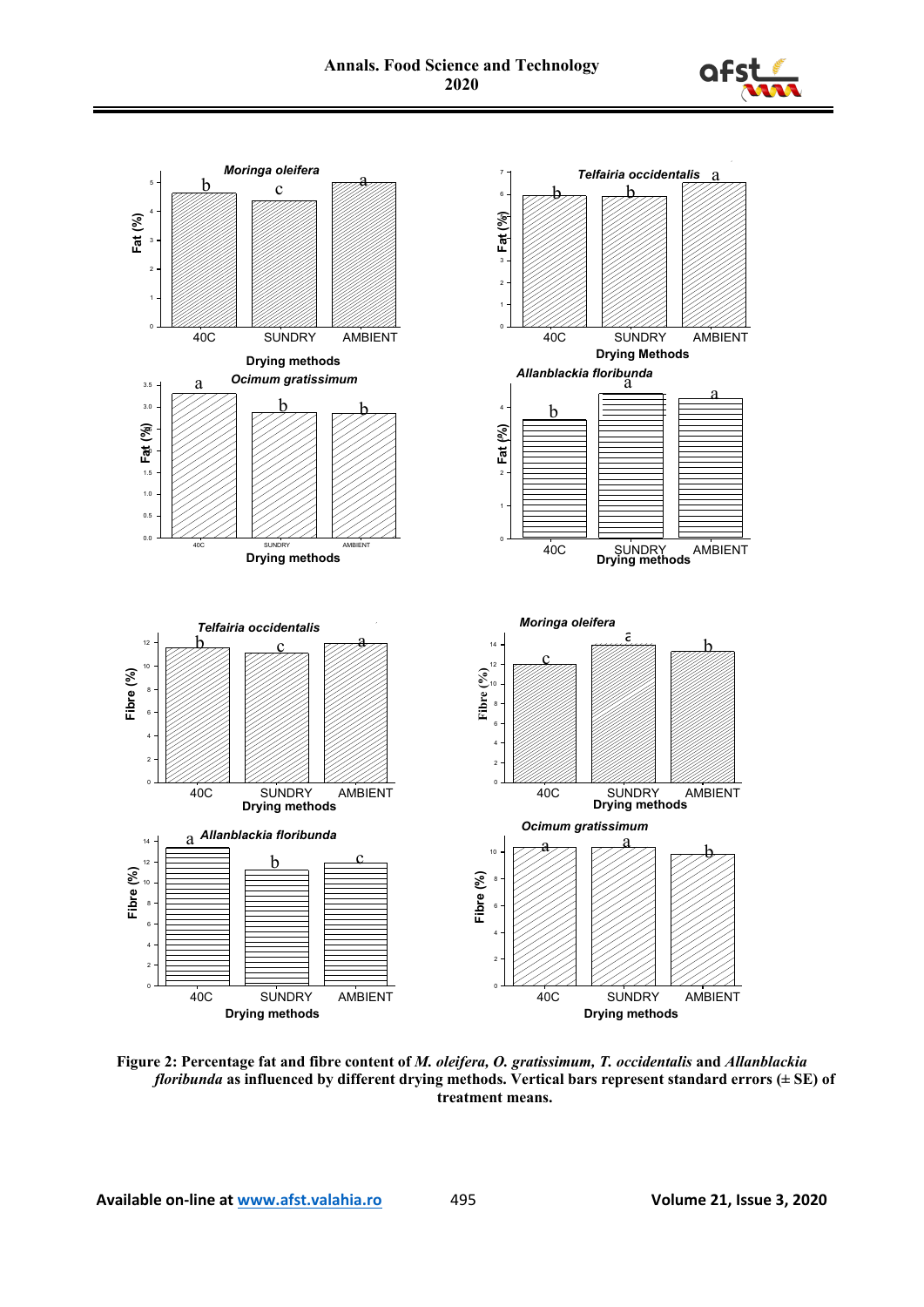**Figure 2: Percentage fat and fibre content of *M. oleifera, O. gratissimum, T. occidentalis* and *Allanblackia floribunda* as influenced by different drying methods. Vertical bars represent standard errors (± SE) of treatment means.**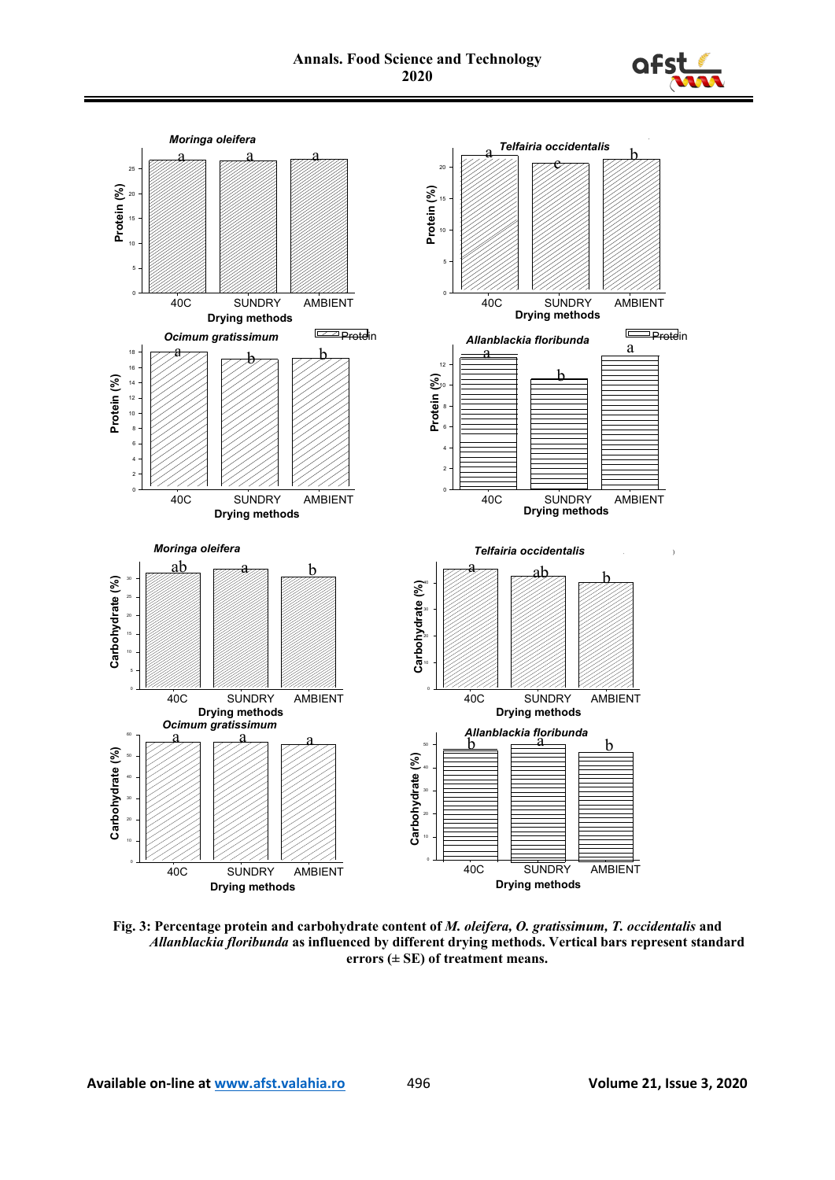Moringa oleifera

Telfairia occidentalis

Ocimum gratissimum

Allanblackia floribunda

**Fig. 3: Percentage protein and carbohydrate content of *M. oleifera, O. gratissimum, T. occidentalis* and *Allanblackia floribunda* as influenced by different drying methods. Vertical bars represent standard errors (± SE) of treatment means.**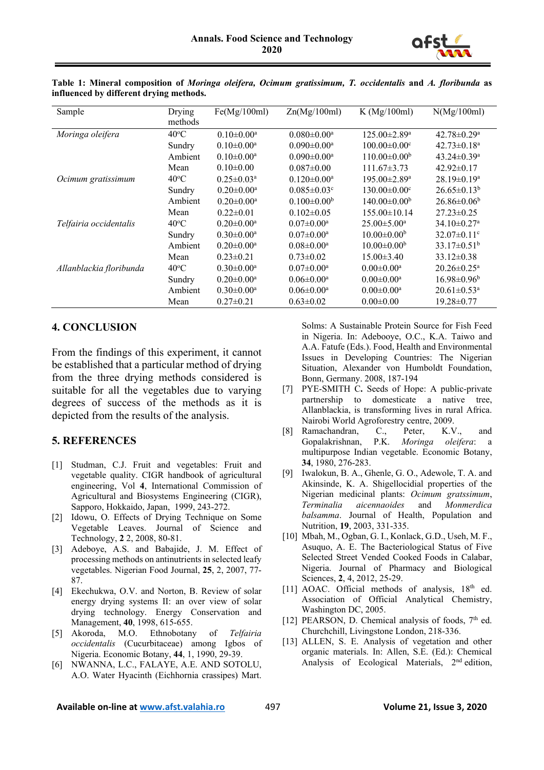**Table 1: Mineral composition of *Moringa oleifera, Ocimum gratissimum, T. occidentalis* and *A. floribunda* as influenced by different drying methods.**

| Sample | Drying methods | Fe(Mg/100ml) | Zn(Mg/100ml) | K (Mg/100ml) | N(Mg/100ml) |
|---|---|---|---|---|---|
| *Moringa oleifera* | 40°C | 0.10±0.00[a] | 0.080±0.00[a] | 125.00±2.89[a] | 42.78±0.29[a] |
| | Sundry | 0.10±0.00[a] | 0.090±0.00[a] | 100.00±0.00[c] | 42.73±0.18[a] |
| | Ambient | 0.10±0.00[a] | 0.090±0.00[a] | 110.00±0.00[b] | 43.24±0.39[a] |
| | Mean | 0.10±0.00 | 0.087±0.00 | 111.67±3.73 | 42.92±0.17 |
| *Ocimum gratissimum* | 40°C | 0.25±0.03[a] | 0.120±0.00[a] | 195.00±2.89[a] | 28.19±0.19[a] |
| | Sundry | 0.20±0.00[a] | 0.085±0.03[c] | 130.00±0.00[c] | 26.65±0.13[b] |
| | Ambient | 0.20±0.00[a] | 0.100±0.00[b] | 140.00±0.00[b] | 26.86±0.06[b] |
| | Mean | 0.22±0.01 | 0.102±0.05 | 155.00±10.14 | 27.23±0.25 |
| *Telfairia occidentalis* | 40°C | 0.20±0.00[a] | 0.07±0.00[a] | 25.00±5.00[a] | 34.10±0.27[a] |
| | Sundry | 0.30±0.00[a] | 0.07±0.00[a] | 10.00±0.00[b] | 32.07±0.11[c] |
| | Ambient | 0.20±0.00[a] | 0.08±0.00[a] | 10.00±0.00[b] | 33.17±0.51[b] |
| | Mean | 0.23±0.21 | 0.73±0.02 | 15.00±3.40 | 33.12±0.38 |
| *Allanblackia floribunda* | 40°C | 0.30±0.00[a] | 0.07±0.00[a] | 0.00±0.00[a] | 20.26±0.25[a] |
| | Sundry | 0.20±0.00[a] | 0.06±0.00[a] | 0.00±0.00[a] | 16.98±0.96[b] |
| | Ambient | 0.30±0.00[a] | 0.06±0.00[a] | 0.00±0.00[a] | 20.61±0.53[a] |
| | Mean | 0.27±0.21 | 0.63±0.02 | 0.00±0.00 | 19.28±0.77 |

## 4. CONCLUSION

From the findings of this experiment, it cannot be established that a particular method of drying from the three drying methods considered is suitable for all the vegetables due to varying degrees of success of the methods as it is depicted from the results of the analysis.

## 5. REFERENCES

[1] Studman, C.J. Fruit and vegetables: Fruit and vegetable quality. CIGR handbook of agricultural engineering, Vol **4**, International Commission of Agricultural and Biosystems Engineering (CIGR), Sapporo, Hokkaido, Japan, 1999, 243-272.

[2] Idowu, O. Effects of Drying Technique on Some Vegetable Leaves. Journal of Science and Technology, **2** 2, 2008, 80-81.

[3] Adeboye, A.S. and Babajide, J. M. Effect of processing methods on antinutrients in selected leafy vegetables. Nigerian Food Journal, **25**, 2, 2007, 77-87.

[4] Ekechukwa, O.V. and Norton, B. Review of solar energy drying systems II: an over view of solar drying technology. Energy Conservation and Management, **40**, 1998, 615-655.

[5] Akoroda, M.O. Ethnobotany of *Telfairia occidentalis* (Cucurbitaceae) among Igbos of Nigeria. Economic Botany, **44**, 1, 1990, 29-39.

[6] NWANNA, L.C., FALAYE, A.E. AND SOTOLU, A.O. Water Hyacinth (Eichhornia crassipes) Mart. Solms: A Sustainable Protein Source for Fish Feed in Nigeria. In: Adebooye, O.C., K.A. Taiwo and A.A. Fatufe (Eds.). Food, Health and Environmental Issues in Developing Countries: The Nigerian Situation, Alexander von Humboldt Foundation, Bonn, Germany. 2008, 187-194

[7] PYE-SMITH C**.** Seeds of Hope: A public-private partnership to domesticate a native tree, Allanblackia, is transforming lives in rural Africa. Nairobi World Agroforestry centre, 2009.

[8] Ramachandran, C., Peter, K.V., and Gopalakrishnan, P.K. *Moringa oleifera*: a multipurpose Indian vegetable. Economic Botany, **34**, 1980, 276-283.

[9] Iwalokun, B. A., Ghenle, G. O., Adewole, T. A. and Akinsinde, K. A. Shigellocidial properties of the Nigerian medicinal plants: *Ocimum gratssimum*, *Terminalia aicennaoides* and *Monmerdica balsamma*. Journal of Health, Population and Nutrition, **19**, 2003, 331-335.

[10] Mbah, M., Ogban, G. I., Konlack, G.D., Useh, M. F., Asuquo, A. E. The Bacteriological Status of Five Selected Street Vended Cooked Foods in Calabar, Nigeria. Journal of Pharmacy and Biological Sciences, **2**, 4, 2012, 25-29.

[11] AOAC. Official methods of analysis, 18th ed. Association of Official Analytical Chemistry, Washington DC, 2005.

[12] PEARSON, D. Chemical analysis of foods, 7th ed. Churchchill, Livingstone London, 218-336.

[13] ALLEN, S. E. Analysis of vegetation and other organic materials. In: Allen, S.E. (Ed.): Chemical Analysis of Ecological Materials, 2nd edition,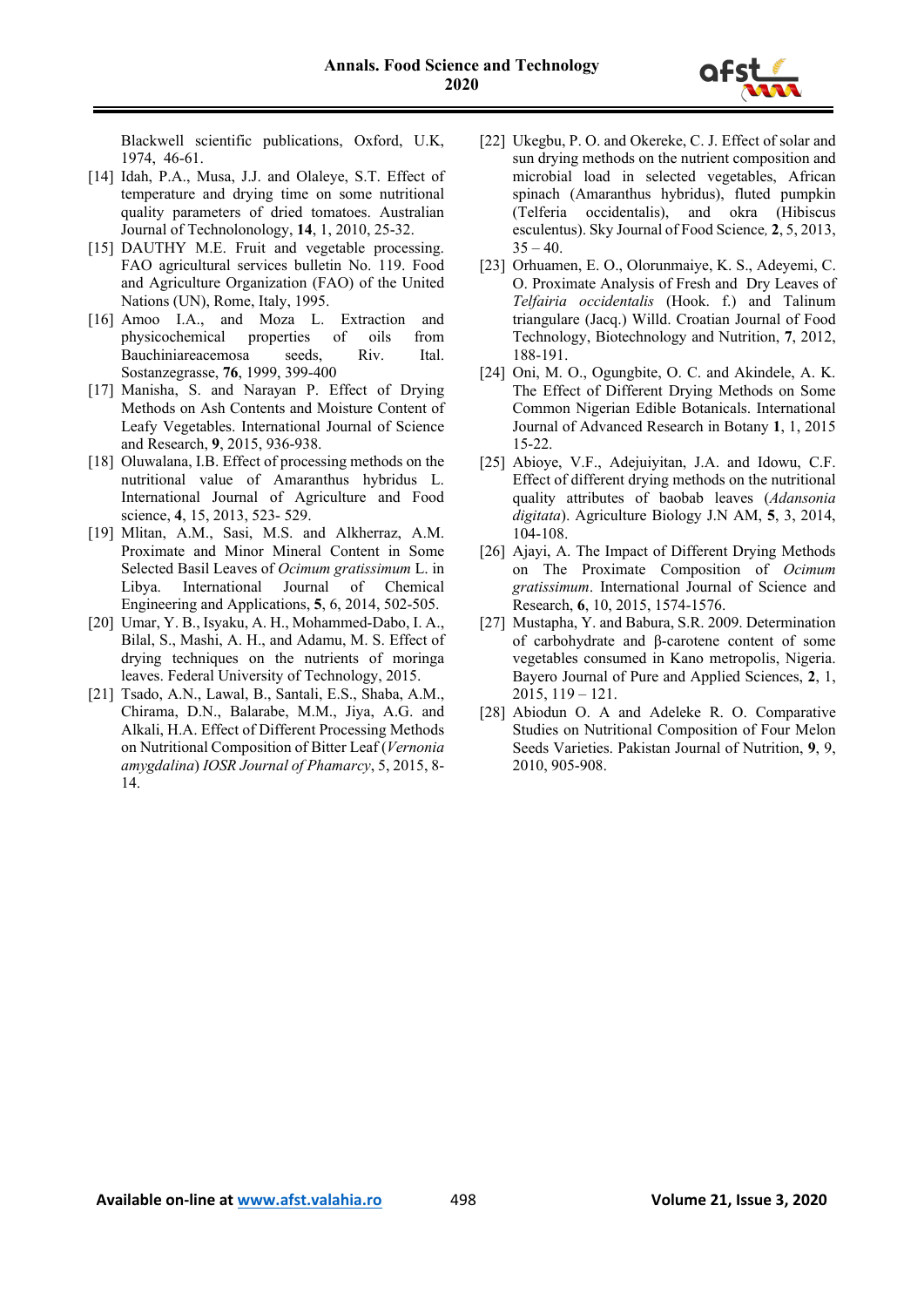Blackwell scientific publications, Oxford, U.K, 1974, 46-61.

[14] Idah, P.A., Musa, J.J. and Olaleye, S.T. Effect of temperature and drying time on some nutritional quality parameters of dried tomatoes. Australian Journal of Technolonology, **14**, 1, 2010, 25-32.

[15] DAUTHY M.E. Fruit and vegetable processing. FAO agricultural services bulletin No. 119. Food and Agriculture Organization (FAO) of the United Nations (UN), Rome, Italy, 1995.

[16] Amoo I.A., and Moza L. Extraction and physicochemical properties of oils from Bauchiniareacemosa seeds, Riv. Ital. Sostanzegrasse, **76**, 1999, 399-400

[17] Manisha, S. and Narayan P. Effect of Drying Methods on Ash Contents and Moisture Content of Leafy Vegetables. International Journal of Science and Research, **9**, 2015, 936-938.

[18] Oluwalana, I.B. Effect of processing methods on the nutritional value of Amaranthus hybridus L. International Journal of Agriculture and Food science, **4**, 15, 2013, 523- 529.

[19] Mlitan, A.M., Sasi, M.S. and Alkherraz, A.M. Proximate and Minor Mineral Content in Some Selected Basil Leaves of *Ocimum gratissimum* L. in Libya. International Journal of Chemical Engineering and Applications, **5**, 6, 2014, 502-505.

[20] Umar, Y. B., Isyaku, A. H., Mohammed-Dabo, I. A., Bilal, S., Mashi, A. H., and Adamu, M. S. Effect of drying techniques on the nutrients of moringa leaves. Federal University of Technology, 2015.

[21] Tsado, A.N., Lawal, B., Santali, E.S., Shaba, A.M., Chirama, D.N., Balarabe, M.M., Jiya, A.G. and Alkali, H.A. Effect of Different Processing Methods on Nutritional Composition of Bitter Leaf (*Vernonia amygdalina*) *IOSR Journal of Phamarcy*, 5, 2015, 8-14.

[22] Ukegbu, P. O. and Okereke, C. J. Effect of solar and sun drying methods on the nutrient composition and microbial load in selected vegetables, African spinach (Amaranthus hybridus), fluted pumpkin (Telferia occidentalis), and okra (Hibiscus esculentus). Sky Journal of Food Science*,* **2**, 5, 2013, 35 – 40.

[23] Orhuamen, E. O., Olorunmaiye, K. S., Adeyemi, C. O. Proximate Analysis of Fresh and Dry Leaves of *Telfairia occidentalis* (Hook. f.) and Talinum triangulare (Jacq.) Willd. Croatian Journal of Food Technology, Biotechnology and Nutrition, **7**, 2012, 188-191.

[24] Oni, M. O., Ogungbite, O. C. and Akindele, A. K. The Effect of Different Drying Methods on Some Common Nigerian Edible Botanicals. International Journal of Advanced Research in Botany **1**, 1, 2015 15-22.

[25] Abioye, V.F., Adejuiyitan, J.A. and Idowu, C.F. Effect of different drying methods on the nutritional quality attributes of baobab leaves (*Adansonia digitata*). Agriculture Biology J.N AM, **5**, 3, 2014, 104-108.

[26] Ajayi, A. The Impact of Different Drying Methods on The Proximate Composition of *Ocimum gratissimum*. International Journal of Science and Research, **6**, 10, 2015, 1574-1576.

[27] Mustapha, Y. and Babura, S.R. 2009. Determination of carbohydrate and β-carotene content of some vegetables consumed in Kano metropolis, Nigeria. Bayero Journal of Pure and Applied Sciences, **2**, 1, 2015, 119 – 121.

[28] Abiodun O. A and Adeleke R. O. Comparative Studies on Nutritional Composition of Four Melon Seeds Varieties. Pakistan Journal of Nutrition, **9**, 9, 2010, 905-908.